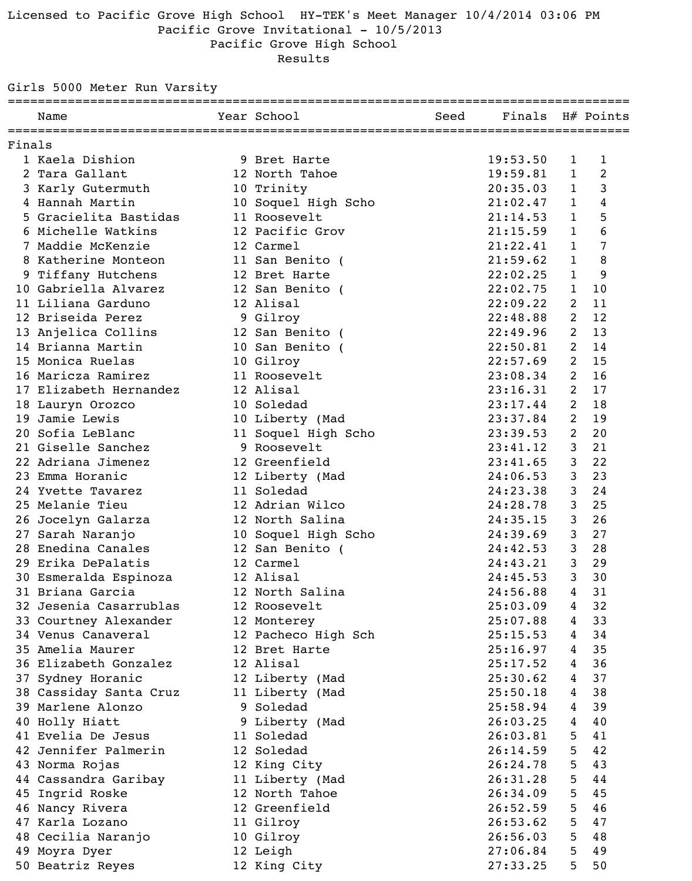Licensed to Pacific Grove High School HY-TEK's Meet Manager 10/4/2014 03:06 PM

# Pacific Grove Invitational - 10/5/2013

## Pacific Grove High School

## Results

### Girls 5000 Meter Run Varsity

**Finals**

| Place | Name | Year | School | Seed | Finals | H# | Points |
|---|---|---|---|---|---|---|---|
| 1 | Kaela Dishion | 9 | Bret Harte | | 19:53.50 | 1 | 1 |
| 2 | Tara Gallant | 12 | North Tahoe | | 19:59.81 | 1 | 2 |
| 3 | Karly Gutermuth | 10 | Trinity | | 20:35.03 | 1 | 3 |
| 4 | Hannah Martin | 10 | Soquel High Scho | | 21:02.47 | 1 | 4 |
| 5 | Gracielita Bastidas | 11 | Roosevelt | | 21:14.53 | 1 | 5 |
| 6 | Michelle Watkins | 12 | Pacific Grov | | 21:15.59 | 1 | 6 |
| 7 | Maddie McKenzie | 12 | Carmel | | 21:22.41 | 1 | 7 |
| 8 | Katherine Monteon | 11 | San Benito ( | | 21:59.62 | 1 | 8 |
| 9 | Tiffany Hutchens | 12 | Bret Harte | | 22:02.25 | 1 | 9 |
| 10 | Gabriella Alvarez | 12 | San Benito ( | | 22:02.75 | 1 | 10 |
| 11 | Liliana Garduno | 12 | Alisal | | 22:09.22 | 2 | 11 |
| 12 | Briseida Perez | 9 | Gilroy | | 22:48.88 | 2 | 12 |
| 13 | Anjelica Collins | 12 | San Benito ( | | 22:49.96 | 2 | 13 |
| 14 | Brianna Martin | 10 | San Benito ( | | 22:50.81 | 2 | 14 |
| 15 | Monica Ruelas | 10 | Gilroy | | 22:57.69 | 2 | 15 |
| 16 | Maricza Ramirez | 11 | Roosevelt | | 23:08.34 | 2 | 16 |
| 17 | Elizabeth Hernandez | 12 | Alisal | | 23:16.31 | 2 | 17 |
| 18 | Lauryn Orozco | 10 | Soledad | | 23:17.44 | 2 | 18 |
| 19 | Jamie Lewis | 10 | Liberty (Mad | | 23:37.84 | 2 | 19 |
| 20 | Sofia LeBlanc | 11 | Soquel High Scho | | 23:39.53 | 2 | 20 |
| 21 | Giselle Sanchez | 9 | Roosevelt | | 23:41.12 | 3 | 21 |
| 22 | Adriana Jimenez | 12 | Greenfield | | 23:41.65 | 3 | 22 |
| 23 | Emma Horanic | 12 | Liberty (Mad | | 24:06.53 | 3 | 23 |
| 24 | Yvette Tavarez | 11 | Soledad | | 24:23.38 | 3 | 24 |
| 25 | Melanie Tieu | 12 | Adrian Wilco | | 24:28.78 | 3 | 25 |
| 26 | Jocelyn Galarza | 12 | North Salina | | 24:35.15 | 3 | 26 |
| 27 | Sarah Naranjo | 10 | Soquel High Scho | | 24:39.69 | 3 | 27 |
| 28 | Enedina Canales | 12 | San Benito ( | | 24:42.53 | 3 | 28 |
| 29 | Erika DePalatis | 12 | Carmel | | 24:43.21 | 3 | 29 |
| 30 | Esmeralda Espinoza | 12 | Alisal | | 24:45.53 | 3 | 30 |
| 31 | Briana Garcia | 12 | North Salina | | 24:56.88 | 4 | 31 |
| 32 | Jesenia Casarrublas | 12 | Roosevelt | | 25:03.09 | 4 | 32 |
| 33 | Courtney Alexander | 12 | Monterey | | 25:07.88 | 4 | 33 |
| 34 | Venus Canaveral | 12 | Pacheco High Sch | | 25:15.53 | 4 | 34 |
| 35 | Amelia Maurer | 12 | Bret Harte | | 25:16.97 | 4 | 35 |
| 36 | Elizabeth Gonzalez | 12 | Alisal | | 25:17.52 | 4 | 36 |
| 37 | Sydney Horanic | 12 | Liberty (Mad | | 25:30.62 | 4 | 37 |
| 38 | Cassiday Santa Cruz | 11 | Liberty (Mad | | 25:50.18 | 4 | 38 |
| 39 | Marlene Alonzo | 9 | Soledad | | 25:58.94 | 4 | 39 |
| 40 | Holly Hiatt | 9 | Liberty (Mad | | 26:03.25 | 4 | 40 |
| 41 | Evelia De Jesus | 11 | Soledad | | 26:03.81 | 5 | 41 |
| 42 | Jennifer Palmerin | 12 | Soledad | | 26:14.59 | 5 | 42 |
| 43 | Norma Rojas | 12 | King City | | 26:24.78 | 5 | 43 |
| 44 | Cassandra Garibay | 11 | Liberty (Mad | | 26:31.28 | 5 | 44 |
| 45 | Ingrid Roske | 12 | North Tahoe | | 26:34.09 | 5 | 45 |
| 46 | Nancy Rivera | 12 | Greenfield | | 26:52.59 | 5 | 46 |
| 47 | Karla Lozano | 11 | Gilroy | | 26:53.62 | 5 | 47 |
| 48 | Cecilia Naranjo | 10 | Gilroy | | 26:56.03 | 5 | 48 |
| 49 | Moyra Dyer | 12 | Leigh | | 27:06.84 | 5 | 49 |
| 50 | Beatriz Reyes | 12 | King City | | 27:33.25 | 5 | 50 |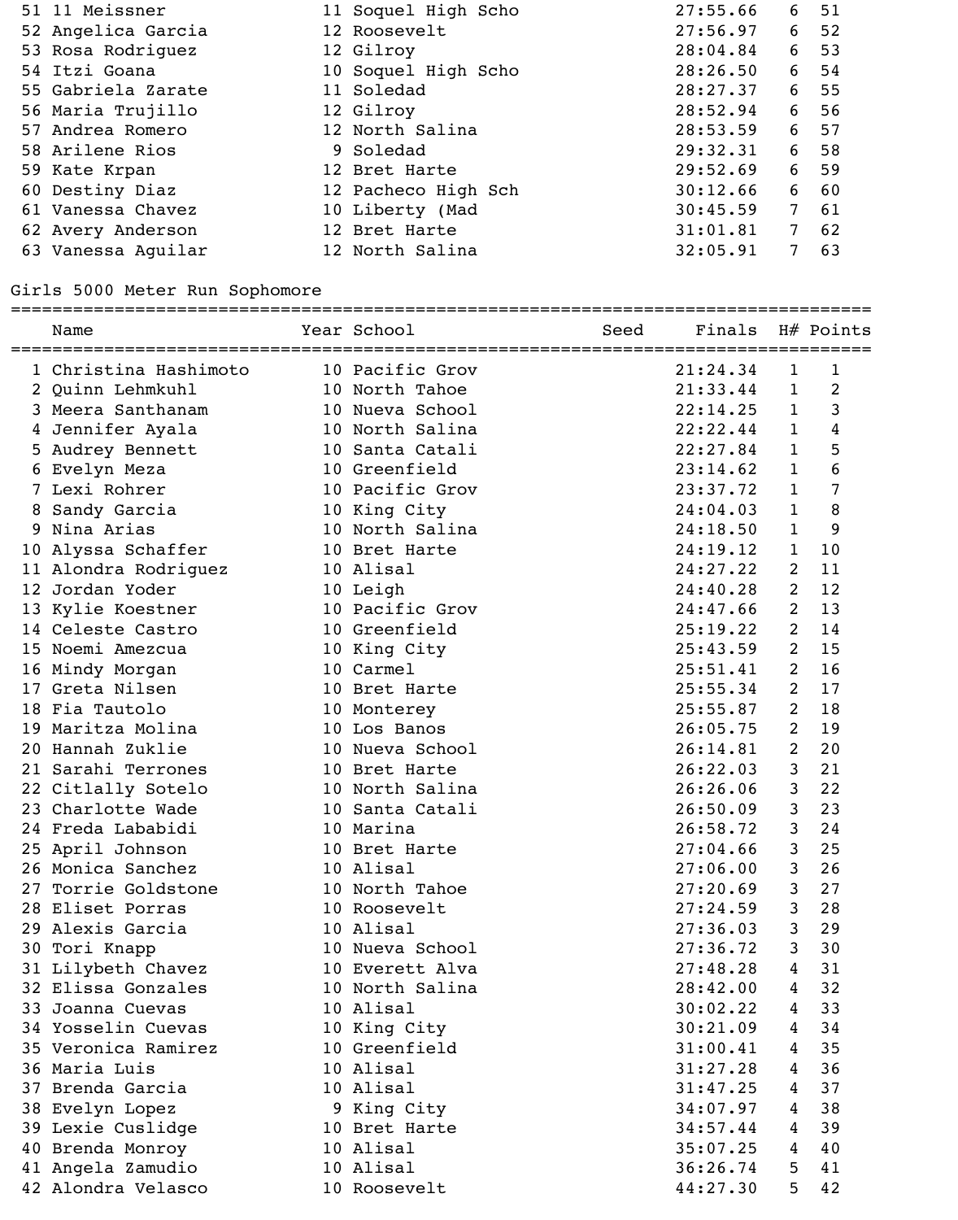| Place | Name | Year | School | Seed | Finals | H# | Points |
|---|---|---|---|---|---|---|---|
| 51 | 11 Meissner | 11 | Soquel High Scho | | 27:55.66 | 6 | 51 |
| 52 | Angelica Garcia | 12 | Roosevelt | | 27:56.97 | 6 | 52 |
| 53 | Rosa Rodriguez | 12 | Gilroy | | 28:04.84 | 6 | 53 |
| 54 | Itzi Goana | 10 | Soquel High Scho | | 28:26.50 | 6 | 54 |
| 55 | Gabriela Zarate | 11 | Soledad | | 28:27.37 | 6 | 55 |
| 56 | Maria Trujillo | 12 | Gilroy | | 28:52.94 | 6 | 56 |
| 57 | Andrea Romero | 12 | North Salina | | 28:53.59 | 6 | 57 |
| 58 | Arilene Rios | 9 | Soledad | | 29:32.31 | 6 | 58 |
| 59 | Kate Krpan | 12 | Bret Harte | | 29:52.69 | 6 | 59 |
| 60 | Destiny Diaz | 12 | Pacheco High Sch | | 30:12.66 | 6 | 60 |
| 61 | Vanessa Chavez | 10 | Liberty (Mad | | 30:45.59 | 7 | 61 |
| 62 | Avery Anderson | 12 | Bret Harte | | 31:01.81 | 7 | 62 |
| 63 | Vanessa Aguilar | 12 | North Salina | | 32:05.91 | 7 | 63 |

## Girls 5000 Meter Run Sophomore

| Place | Name | Year | School | Seed | Finals | H# | Points |
|---|---|---|---|---|---|---|---|
| 1 | Christina Hashimoto | 10 | Pacific Grov | | 21:24.34 | 1 | 1 |
| 2 | Quinn Lehmkuhl | 10 | North Tahoe | | 21:33.44 | 1 | 2 |
| 3 | Meera Santhanam | 10 | Nueva School | | 22:14.25 | 1 | 3 |
| 4 | Jennifer Ayala | 10 | North Salina | | 22:22.44 | 1 | 4 |
| 5 | Audrey Bennett | 10 | Santa Catali | | 22:27.84 | 1 | 5 |
| 6 | Evelyn Meza | 10 | Greenfield | | 23:14.62 | 1 | 6 |
| 7 | Lexi Rohrer | 10 | Pacific Grov | | 23:37.72 | 1 | 7 |
| 8 | Sandy Garcia | 10 | King City | | 24:04.03 | 1 | 8 |
| 9 | Nina Arias | 10 | North Salina | | 24:18.50 | 1 | 9 |
| 10 | Alyssa Schaffer | 10 | Bret Harte | | 24:19.12 | 1 | 10 |
| 11 | Alondra Rodriguez | 10 | Alisal | | 24:27.22 | 2 | 11 |
| 12 | Jordan Yoder | 10 | Leigh | | 24:40.28 | 2 | 12 |
| 13 | Kylie Koestner | 10 | Pacific Grov | | 24:47.66 | 2 | 13 |
| 14 | Celeste Castro | 10 | Greenfield | | 25:19.22 | 2 | 14 |
| 15 | Noemi Amezcua | 10 | King City | | 25:43.59 | 2 | 15 |
| 16 | Mindy Morgan | 10 | Carmel | | 25:51.41 | 2 | 16 |
| 17 | Greta Nilsen | 10 | Bret Harte | | 25:55.34 | 2 | 17 |
| 18 | Fia Tautolo | 10 | Monterey | | 25:55.87 | 2 | 18 |
| 19 | Maritza Molina | 10 | Los Banos | | 26:05.75 | 2 | 19 |
| 20 | Hannah Zuklie | 10 | Nueva School | | 26:14.81 | 2 | 20 |
| 21 | Sarahi Terrones | 10 | Bret Harte | | 26:22.03 | 3 | 21 |
| 22 | Citlally Sotelo | 10 | North Salina | | 26:26.06 | 3 | 22 |
| 23 | Charlotte Wade | 10 | Santa Catali | | 26:50.09 | 3 | 23 |
| 24 | Freda Lababidi | 10 | Marina | | 26:58.72 | 3 | 24 |
| 25 | April Johnson | 10 | Bret Harte | | 27:04.66 | 3 | 25 |
| 26 | Monica Sanchez | 10 | Alisal | | 27:06.00 | 3 | 26 |
| 27 | Torrie Goldstone | 10 | North Tahoe | | 27:20.69 | 3 | 27 |
| 28 | Eliset Porras | 10 | Roosevelt | | 27:24.59 | 3 | 28 |
| 29 | Alexis Garcia | 10 | Alisal | | 27:36.03 | 3 | 29 |
| 30 | Tori Knapp | 10 | Nueva School | | 27:36.72 | 3 | 30 |
| 31 | Lilybeth Chavez | 10 | Everett Alva | | 27:48.28 | 4 | 31 |
| 32 | Elissa Gonzales | 10 | North Salina | | 28:42.00 | 4 | 32 |
| 33 | Joanna Cuevas | 10 | Alisal | | 30:02.22 | 4 | 33 |
| 34 | Yosselin Cuevas | 10 | King City | | 30:21.09 | 4 | 34 |
| 35 | Veronica Ramirez | 10 | Greenfield | | 31:00.41 | 4 | 35 |
| 36 | Maria Luis | 10 | Alisal | | 31:27.28 | 4 | 36 |
| 37 | Brenda Garcia | 10 | Alisal | | 31:47.25 | 4 | 37 |
| 38 | Evelyn Lopez | 9 | King City | | 34:07.97 | 4 | 38 |
| 39 | Lexie Cuslidge | 10 | Bret Harte | | 34:57.44 | 4 | 39 |
| 40 | Brenda Monroy | 10 | Alisal | | 35:07.25 | 4 | 40 |
| 41 | Angela Zamudio | 10 | Alisal | | 36:26.74 | 5 | 41 |
| 42 | Alondra Velasco | 10 | Roosevelt | | 44:27.30 | 5 | 42 |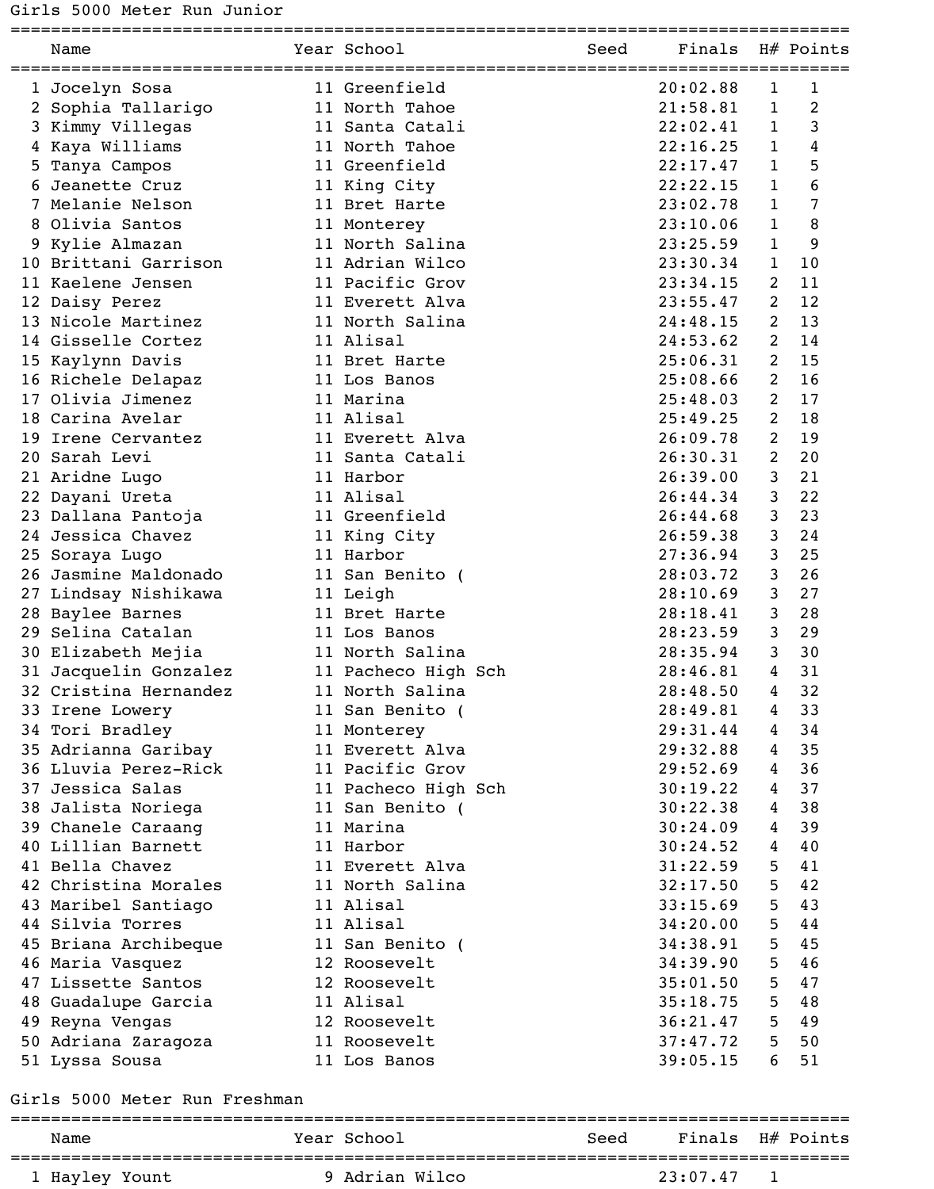## Girls 5000 Meter Run Junior

| | Name | Year | School | Seed | Finals | H# | Points |
|---|---|---|---|---|---|---|---|
| 1 | Jocelyn Sosa | 11 | Greenfield | | 20:02.88 | 1 | 1 |
| 2 | Sophia Tallarigo | 11 | North Tahoe | | 21:58.81 | 1 | 2 |
| 3 | Kimmy Villegas | 11 | Santa Catali | | 22:02.41 | 1 | 3 |
| 4 | Kaya Williams | 11 | North Tahoe | | 22:16.25 | 1 | 4 |
| 5 | Tanya Campos | 11 | Greenfield | | 22:17.47 | 1 | 5 |
| 6 | Jeanette Cruz | 11 | King City | | 22:22.15 | 1 | 6 |
| 7 | Melanie Nelson | 11 | Bret Harte | | 23:02.78 | 1 | 7 |
| 8 | Olivia Santos | 11 | Monterey | | 23:10.06 | 1 | 8 |
| 9 | Kylie Almazan | 11 | North Salina | | 23:25.59 | 1 | 9 |
| 10 | Brittani Garrison | 11 | Adrian Wilco | | 23:30.34 | 1 | 10 |
| 11 | Kaelene Jensen | 11 | Pacific Grov | | 23:34.15 | 2 | 11 |
| 12 | Daisy Perez | 11 | Everett Alva | | 23:55.47 | 2 | 12 |
| 13 | Nicole Martinez | 11 | North Salina | | 24:48.15 | 2 | 13 |
| 14 | Gisselle Cortez | 11 | Alisal | | 24:53.62 | 2 | 14 |
| 15 | Kaylynn Davis | 11 | Bret Harte | | 25:06.31 | 2 | 15 |
| 16 | Richele Delapaz | 11 | Los Banos | | 25:08.66 | 2 | 16 |
| 17 | Olivia Jimenez | 11 | Marina | | 25:48.03 | 2 | 17 |
| 18 | Carina Avelar | 11 | Alisal | | 25:49.25 | 2 | 18 |
| 19 | Irene Cervantez | 11 | Everett Alva | | 26:09.78 | 2 | 19 |
| 20 | Sarah Levi | 11 | Santa Catali | | 26:30.31 | 2 | 20 |
| 21 | Aridne Lugo | 11 | Harbor | | 26:39.00 | 3 | 21 |
| 22 | Dayani Ureta | 11 | Alisal | | 26:44.34 | 3 | 22 |
| 23 | Dallana Pantoja | 11 | Greenfield | | 26:44.68 | 3 | 23 |
| 24 | Jessica Chavez | 11 | King City | | 26:59.38 | 3 | 24 |
| 25 | Soraya Lugo | 11 | Harbor | | 27:36.94 | 3 | 25 |
| 26 | Jasmine Maldonado | 11 | San Benito ( | | 28:03.72 | 3 | 26 |
| 27 | Lindsay Nishikawa | 11 | Leigh | | 28:10.69 | 3 | 27 |
| 28 | Baylee Barnes | 11 | Bret Harte | | 28:18.41 | 3 | 28 |
| 29 | Selina Catalan | 11 | Los Banos | | 28:23.59 | 3 | 29 |
| 30 | Elizabeth Mejia | 11 | North Salina | | 28:35.94 | 3 | 30 |
| 31 | Jacquelin Gonzalez | 11 | Pacheco High Sch | | 28:46.81 | 4 | 31 |
| 32 | Cristina Hernandez | 11 | North Salina | | 28:48.50 | 4 | 32 |
| 33 | Irene Lowery | 11 | San Benito ( | | 28:49.81 | 4 | 33 |
| 34 | Tori Bradley | 11 | Monterey | | 29:31.44 | 4 | 34 |
| 35 | Adrianna Garibay | 11 | Everett Alva | | 29:32.88 | 4 | 35 |
| 36 | Lluvia Perez-Rick | 11 | Pacific Grov | | 29:52.69 | 4 | 36 |
| 37 | Jessica Salas | 11 | Pacheco High Sch | | 30:19.22 | 4 | 37 |
| 38 | Jalista Noriega | 11 | San Benito ( | | 30:22.38 | 4 | 38 |
| 39 | Chanele Caraang | 11 | Marina | | 30:24.09 | 4 | 39 |
| 40 | Lillian Barnett | 11 | Harbor | | 30:24.52 | 4 | 40 |
| 41 | Bella Chavez | 11 | Everett Alva | | 31:22.59 | 5 | 41 |
| 42 | Christina Morales | 11 | North Salina | | 32:17.50 | 5 | 42 |
| 43 | Maribel Santiago | 11 | Alisal | | 33:15.69 | 5 | 43 |
| 44 | Silvia Torres | 11 | Alisal | | 34:20.00 | 5 | 44 |
| 45 | Briana Archibeque | 11 | San Benito ( | | 34:38.91 | 5 | 45 |
| 46 | Maria Vasquez | 12 | Roosevelt | | 34:39.90 | 5 | 46 |
| 47 | Lissette Santos | 12 | Roosevelt | | 35:01.50 | 5 | 47 |
| 48 | Guadalupe Garcia | 11 | Alisal | | 35:18.75 | 5 | 48 |
| 49 | Reyna Vengas | 12 | Roosevelt | | 36:21.47 | 5 | 49 |
| 50 | Adriana Zaragoza | 11 | Roosevelt | | 37:47.72 | 5 | 50 |
| 51 | Lyssa Sousa | 11 | Los Banos | | 39:05.15 | 6 | 51 |

## Girls 5000 Meter Run Freshman

| | Name | Year | School | Seed | Finals | H# | Points |
|---|---|---|---|---|---|---|---|
| 1 | Hayley Yount | 9 | Adrian Wilco | | 23:07.47 | 1 | |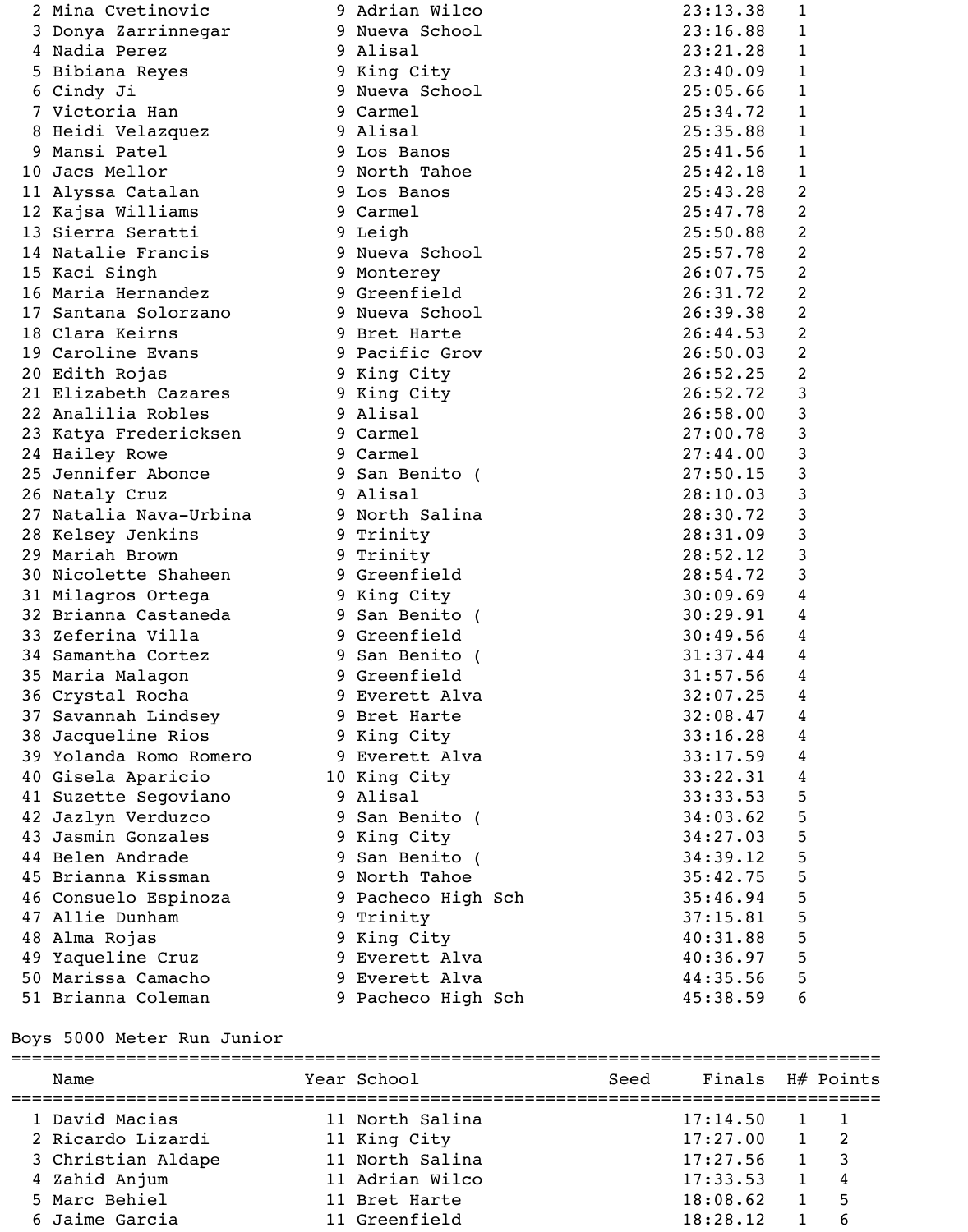| | Name | Year | School | Finals | H# |
|---|---|---|---|---|---|
| 2 | Mina Cvetinovic | 9 | Adrian Wilco | 23:13.38 | 1 |
| 3 | Donya Zarrinnegar | 9 | Nueva School | 23:16.88 | 1 |
| 4 | Nadia Perez | 9 | Alisal | 23:21.28 | 1 |
| 5 | Bibiana Reyes | 9 | King City | 23:40.09 | 1 |
| 6 | Cindy Ji | 9 | Nueva School | 25:05.66 | 1 |
| 7 | Victoria Han | 9 | Carmel | 25:34.72 | 1 |
| 8 | Heidi Velazquez | 9 | Alisal | 25:35.88 | 1 |
| 9 | Mansi Patel | 9 | Los Banos | 25:41.56 | 1 |
| 10 | Jacs Mellor | 9 | North Tahoe | 25:42.18 | 1 |
| 11 | Alyssa Catalan | 9 | Los Banos | 25:43.28 | 2 |
| 12 | Kajsa Williams | 9 | Carmel | 25:47.78 | 2 |
| 13 | Sierra Seratti | 9 | Leigh | 25:50.88 | 2 |
| 14 | Natalie Francis | 9 | Nueva School | 25:57.78 | 2 |
| 15 | Kaci Singh | 9 | Monterey | 26:07.75 | 2 |
| 16 | Maria Hernandez | 9 | Greenfield | 26:31.72 | 2 |
| 17 | Santana Solorzano | 9 | Nueva School | 26:39.38 | 2 |
| 18 | Clara Keirns | 9 | Bret Harte | 26:44.53 | 2 |
| 19 | Caroline Evans | 9 | Pacific Grov | 26:50.03 | 2 |
| 20 | Edith Rojas | 9 | King City | 26:52.25 | 2 |
| 21 | Elizabeth Cazares | 9 | King City | 26:52.72 | 3 |
| 22 | Analilia Robles | 9 | Alisal | 26:58.00 | 3 |
| 23 | Katya Fredericksen | 9 | Carmel | 27:00.78 | 3 |
| 24 | Hailey Rowe | 9 | Carmel | 27:44.00 | 3 |
| 25 | Jennifer Abonce | 9 | San Benito ( | 27:50.15 | 3 |
| 26 | Nataly Cruz | 9 | Alisal | 28:10.03 | 3 |
| 27 | Natalia Nava-Urbina | 9 | North Salina | 28:30.72 | 3 |
| 28 | Kelsey Jenkins | 9 | Trinity | 28:31.09 | 3 |
| 29 | Mariah Brown | 9 | Trinity | 28:52.12 | 3 |
| 30 | Nicolette Shaheen | 9 | Greenfield | 28:54.72 | 3 |
| 31 | Milagros Ortega | 9 | King City | 30:09.69 | 4 |
| 32 | Brianna Castaneda | 9 | San Benito ( | 30:29.91 | 4 |
| 33 | Zeferina Villa | 9 | Greenfield | 30:49.56 | 4 |
| 34 | Samantha Cortez | 9 | San Benito ( | 31:37.44 | 4 |
| 35 | Maria Malagon | 9 | Greenfield | 31:57.56 | 4 |
| 36 | Crystal Rocha | 9 | Everett Alva | 32:07.25 | 4 |
| 37 | Savannah Lindsey | 9 | Bret Harte | 32:08.47 | 4 |
| 38 | Jacqueline Rios | 9 | King City | 33:16.28 | 4 |
| 39 | Yolanda Romo Romero | 9 | Everett Alva | 33:17.59 | 4 |
| 40 | Gisela Aparicio | 10 | King City | 33:22.31 | 4 |
| 41 | Suzette Segoviano | 9 | Alisal | 33:33.53 | 5 |
| 42 | Jazlyn Verduzco | 9 | San Benito ( | 34:03.62 | 5 |
| 43 | Jasmin Gonzales | 9 | King City | 34:27.03 | 5 |
| 44 | Belen Andrade | 9 | San Benito ( | 34:39.12 | 5 |
| 45 | Brianna Kissman | 9 | North Tahoe | 35:42.75 | 5 |
| 46 | Consuelo Espinoza | 9 | Pacheco High Sch | 35:46.94 | 5 |
| 47 | Allie Dunham | 9 | Trinity | 37:15.81 | 5 |
| 48 | Alma Rojas | 9 | King City | 40:31.88 | 5 |
| 49 | Yaqueline Cruz | 9 | Everett Alva | 40:36.97 | 5 |
| 50 | Marissa Camacho | 9 | Everett Alva | 44:35.56 | 5 |
| 51 | Brianna Coleman | 9 | Pacheco High Sch | 45:38.59 | 6 |

## Boys 5000 Meter Run Junior

| | Name | Year | School | Seed | Finals | H# | Points |
|---|---|---|---|---|---|---|---|
| 1 | David Macias | 11 | North Salina | | 17:14.50 | 1 | 1 |
| 2 | Ricardo Lizardi | 11 | King City | | 17:27.00 | 1 | 2 |
| 3 | Christian Aldape | 11 | North Salina | | 17:27.56 | 1 | 3 |
| 4 | Zahid Anjum | 11 | Adrian Wilco | | 17:33.53 | 1 | 4 |
| 5 | Marc Behiel | 11 | Bret Harte | | 18:08.62 | 1 | 5 |
| 6 | Jaime Garcia | 11 | Greenfield | | 18:28.12 | 1 | 6 |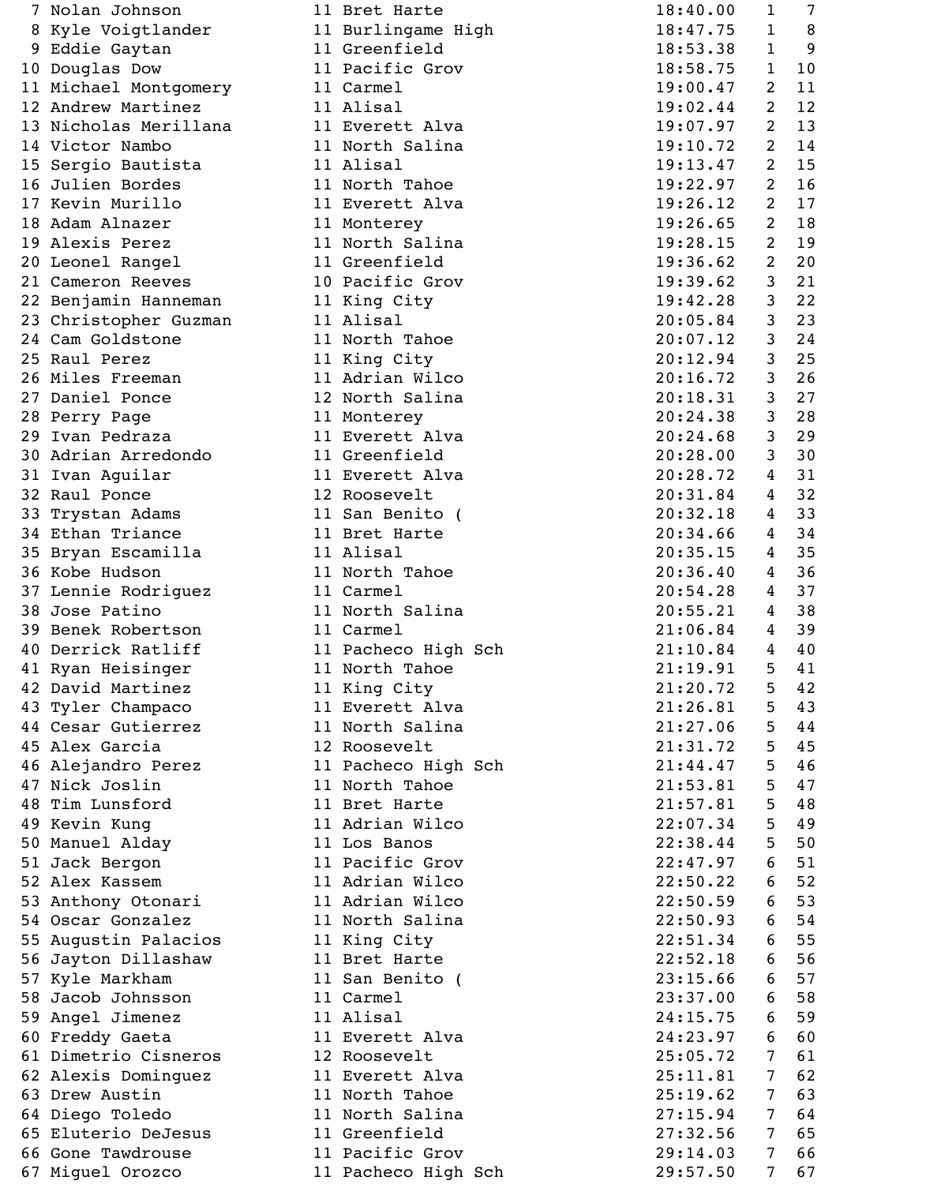```
  7 Nolan Johnson          11 Bret Harte              18:40.00   1   7
  8 Kyle Voigtlander       11 Burlingame High         18:47.75   1   8
  9 Eddie Gaytan           11 Greenfield              18:53.38   1   9
 10 Douglas Dow            11 Pacific Grov            18:58.75   1  10
 11 Michael Montgomery     11 Carmel                  19:00.47   2  11
 12 Andrew Martinez        11 Alisal                  19:02.44   2  12
 13 Nicholas Merillana     11 Everett Alva            19:07.97   2  13
 14 Victor Nambo           11 North Salina            19:10.72   2  14
 15 Sergio Bautista        11 Alisal                  19:13.47   2  15
 16 Julien Bordes          11 North Tahoe             19:22.97   2  16
 17 Kevin Murillo          11 Everett Alva            19:26.12   2  17
 18 Adam Alnazer           11 Monterey                19:26.65   2  18
 19 Alexis Perez           11 North Salina            19:28.15   2  19
 20 Leonel Rangel          11 Greenfield              19:36.62   2  20
 21 Cameron Reeves         10 Pacific Grov            19:39.62   3  21
 22 Benjamin Hanneman      11 King City               19:42.28   3  22
 23 Christopher Guzman     11 Alisal                  20:05.84   3  23
 24 Cam Goldstone          11 North Tahoe             20:07.12   3  24
 25 Raul Perez             11 King City               20:12.94   3  25
 26 Miles Freeman          11 Adrian Wilco            20:16.72   3  26
 27 Daniel Ponce           12 North Salina            20:18.31   3  27
 28 Perry Page             11 Monterey                20:24.38   3  28
 29 Ivan Pedraza           11 Everett Alva            20:24.68   3  29
 30 Adrian Arredondo       11 Greenfield              20:28.00   3  30
 31 Ivan Aguilar           11 Everett Alva            20:28.72   4  31
 32 Raul Ponce             12 Roosevelt               20:31.84   4  32
 33 Trystan Adams          11 San Benito (            20:32.18   4  33
 34 Ethan Triance          11 Bret Harte              20:34.66   4  34
 35 Bryan Escamilla        11 Alisal                  20:35.15   4  35
 36 Kobe Hudson            11 North Tahoe             20:36.40   4  36
 37 Lennie Rodriguez       11 Carmel                  20:54.28   4  37
 38 Jose Patino            11 North Salina            20:55.21   4  38
 39 Benek Robertson        11 Carmel                  21:06.84   4  39
 40 Derrick Ratliff        11 Pacheco High Sch        21:10.84   4  40
 41 Ryan Heisinger         11 North Tahoe             21:19.91   5  41
 42 David Martinez         11 King City               21:20.72   5  42
 43 Tyler Champaco         11 Everett Alva            21:26.81   5  43
 44 Cesar Gutierrez        11 North Salina            21:27.06   5  44
 45 Alex Garcia            12 Roosevelt               21:31.72   5  45
 46 Alejandro Perez        11 Pacheco High Sch        21:44.47   5  46
 47 Nick Joslin            11 North Tahoe             21:53.81   5  47
 48 Tim Lunsford           11 Bret Harte              21:57.81   5  48
 49 Kevin Kung             11 Adrian Wilco            22:07.34   5  49
 50 Manuel Alday           11 Los Banos               22:38.44   5  50
 51 Jack Bergon            11 Pacific Grov            22:47.97   6  51
 52 Alex Kassem            11 Adrian Wilco            22:50.22   6  52
 53 Anthony Otonari        11 Adrian Wilco            22:50.59   6  53
 54 Oscar Gonzalez         11 North Salina            22:50.93   6  54
 55 Augustin Palacios      11 King City               22:51.34   6  55
 56 Jayton Dillashaw       11 Bret Harte              22:52.18   6  56
 57 Kyle Markham           11 San Benito (            23:15.66   6  57
 58 Jacob Johnsson         11 Carmel                  23:37.00   6  58
 59 Angel Jimenez          11 Alisal                  24:15.75   6  59
 60 Freddy Gaeta           11 Everett Alva            24:23.97   6  60
 61 Dimetrio Cisneros      12 Roosevelt               25:05.72   7  61
 62 Alexis Dominguez       11 Everett Alva            25:11.81   7  62
 63 Drew Austin            11 North Tahoe             25:19.62   7  63
 64 Diego Toledo           11 North Salina            27:15.94   7  64
 65 Eluterio DeJesus       11 Greenfield              27:32.56   7  65
 66 Gone Tawdrouse         11 Pacific Grov            29:14.03   7  66
 67 Miguel Orozco          11 Pacheco High Sch        29:57.50   7  67
```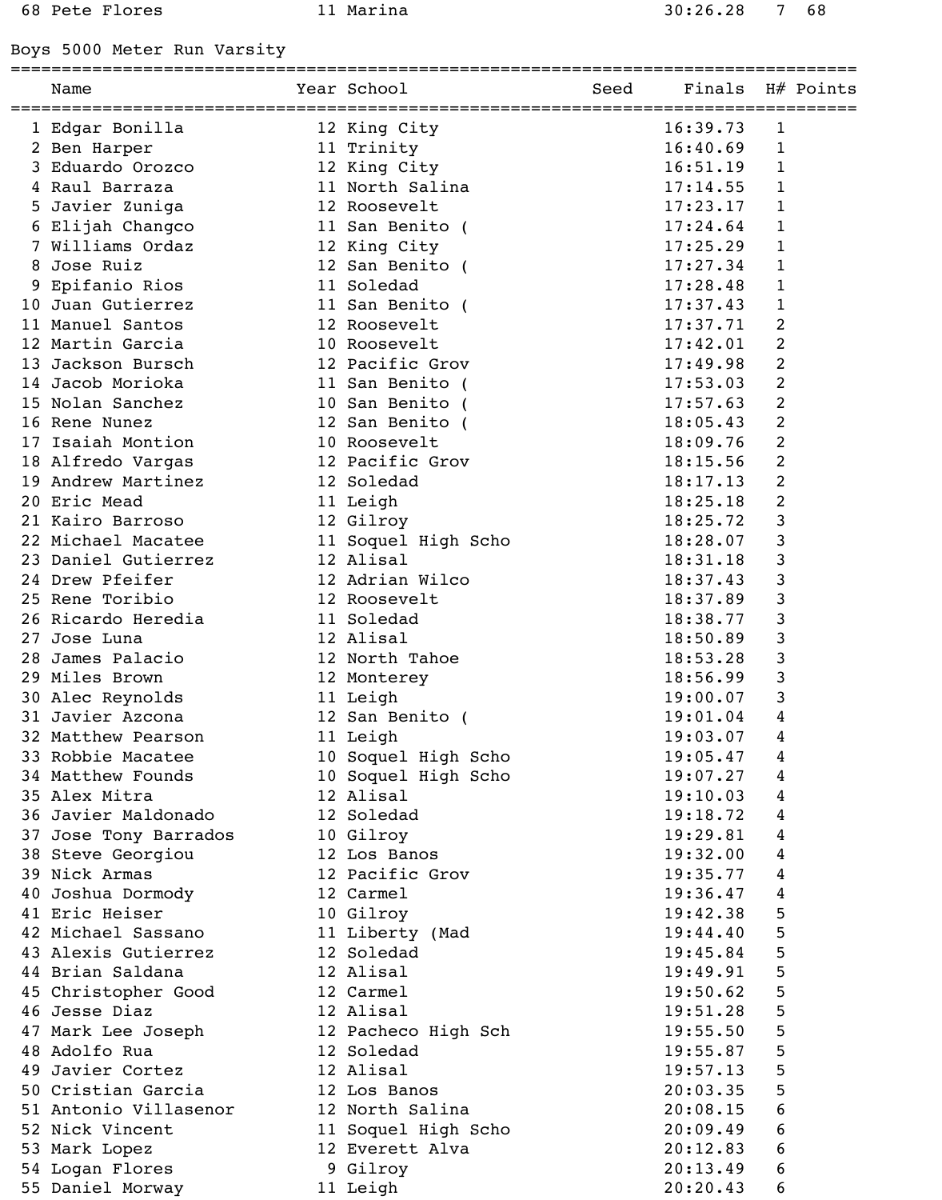| Name | Year | School | Seed | Finals | H# | Points |
|---|---|---|---|---|---|---|
| 68 Pete Flores | 11 | Marina | | 30:26.28 | 7 | 68 |

## Boys 5000 Meter Run Varsity

| | Name | Year | School | Seed | Finals | H# | Points |
|---|---|---|---|---|---|---|---|
| 1 | Edgar Bonilla | 12 | King City | | 16:39.73 | 1 | |
| 2 | Ben Harper | 11 | Trinity | | 16:40.69 | 1 | |
| 3 | Eduardo Orozco | 12 | King City | | 16:51.19 | 1 | |
| 4 | Raul Barraza | 11 | North Salina | | 17:14.55 | 1 | |
| 5 | Javier Zuniga | 12 | Roosevelt | | 17:23.17 | 1 | |
| 6 | Elijah Changco | 11 | San Benito ( | | 17:24.64 | 1 | |
| 7 | Williams Ordaz | 12 | King City | | 17:25.29 | 1 | |
| 8 | Jose Ruiz | 12 | San Benito ( | | 17:27.34 | 1 | |
| 9 | Epifanio Rios | 11 | Soledad | | 17:28.48 | 1 | |
| 10 | Juan Gutierrez | 11 | San Benito ( | | 17:37.43 | 1 | |
| 11 | Manuel Santos | 12 | Roosevelt | | 17:37.71 | 2 | |
| 12 | Martin Garcia | 10 | Roosevelt | | 17:42.01 | 2 | |
| 13 | Jackson Bursch | 12 | Pacific Grov | | 17:49.98 | 2 | |
| 14 | Jacob Morioka | 11 | San Benito ( | | 17:53.03 | 2 | |
| 15 | Nolan Sanchez | 10 | San Benito ( | | 17:57.63 | 2 | |
| 16 | Rene Nunez | 12 | San Benito ( | | 18:05.43 | 2 | |
| 17 | Isaiah Montion | 10 | Roosevelt | | 18:09.76 | 2 | |
| 18 | Alfredo Vargas | 12 | Pacific Grov | | 18:15.56 | 2 | |
| 19 | Andrew Martinez | 12 | Soledad | | 18:17.13 | 2 | |
| 20 | Eric Mead | 11 | Leigh | | 18:25.18 | 2 | |
| 21 | Kairo Barroso | 12 | Gilroy | | 18:25.72 | 3 | |
| 22 | Michael Macatee | 11 | Soquel High Scho | | 18:28.07 | 3 | |
| 23 | Daniel Gutierrez | 12 | Alisal | | 18:31.18 | 3 | |
| 24 | Drew Pfeifer | 12 | Adrian Wilco | | 18:37.43 | 3 | |
| 25 | Rene Toribio | 12 | Roosevelt | | 18:37.89 | 3 | |
| 26 | Ricardo Heredia | 11 | Soledad | | 18:38.77 | 3 | |
| 27 | Jose Luna | 12 | Alisal | | 18:50.89 | 3 | |
| 28 | James Palacio | 12 | North Tahoe | | 18:53.28 | 3 | |
| 29 | Miles Brown | 12 | Monterey | | 18:56.99 | 3 | |
| 30 | Alec Reynolds | 11 | Leigh | | 19:00.07 | 3 | |
| 31 | Javier Azcona | 12 | San Benito ( | | 19:01.04 | 4 | |
| 32 | Matthew Pearson | 11 | Leigh | | 19:03.07 | 4 | |
| 33 | Robbie Macatee | 10 | Soquel High Scho | | 19:05.47 | 4 | |
| 34 | Matthew Founds | 10 | Soquel High Scho | | 19:07.27 | 4 | |
| 35 | Alex Mitra | 12 | Alisal | | 19:10.03 | 4 | |
| 36 | Javier Maldonado | 12 | Soledad | | 19:18.72 | 4 | |
| 37 | Jose Tony Barrados | 10 | Gilroy | | 19:29.81 | 4 | |
| 38 | Steve Georgiou | 12 | Los Banos | | 19:32.00 | 4 | |
| 39 | Nick Armas | 12 | Pacific Grov | | 19:35.77 | 4 | |
| 40 | Joshua Dormody | 12 | Carmel | | 19:36.47 | 4 | |
| 41 | Eric Heiser | 10 | Gilroy | | 19:42.38 | 5 | |
| 42 | Michael Sassano | 11 | Liberty (Mad | | 19:44.40 | 5 | |
| 43 | Alexis Gutierrez | 12 | Soledad | | 19:45.84 | 5 | |
| 44 | Brian Saldana | 12 | Alisal | | 19:49.91 | 5 | |
| 45 | Christopher Good | 12 | Carmel | | 19:50.62 | 5 | |
| 46 | Jesse Diaz | 12 | Alisal | | 19:51.28 | 5 | |
| 47 | Mark Lee Joseph | 12 | Pacheco High Sch | | 19:55.50 | 5 | |
| 48 | Adolfo Rua | 12 | Soledad | | 19:55.87 | 5 | |
| 49 | Javier Cortez | 12 | Alisal | | 19:57.13 | 5 | |
| 50 | Cristian Garcia | 12 | Los Banos | | 20:03.35 | 5 | |
| 51 | Antonio Villasenor | 12 | North Salina | | 20:08.15 | 6 | |
| 52 | Nick Vincent | 11 | Soquel High Scho | | 20:09.49 | 6 | |
| 53 | Mark Lopez | 12 | Everett Alva | | 20:12.83 | 6 | |
| 54 | Logan Flores | 9 | Gilroy | | 20:13.49 | 6 | |
| 55 | Daniel Morway | 11 | Leigh | | 20:20.43 | 6 | |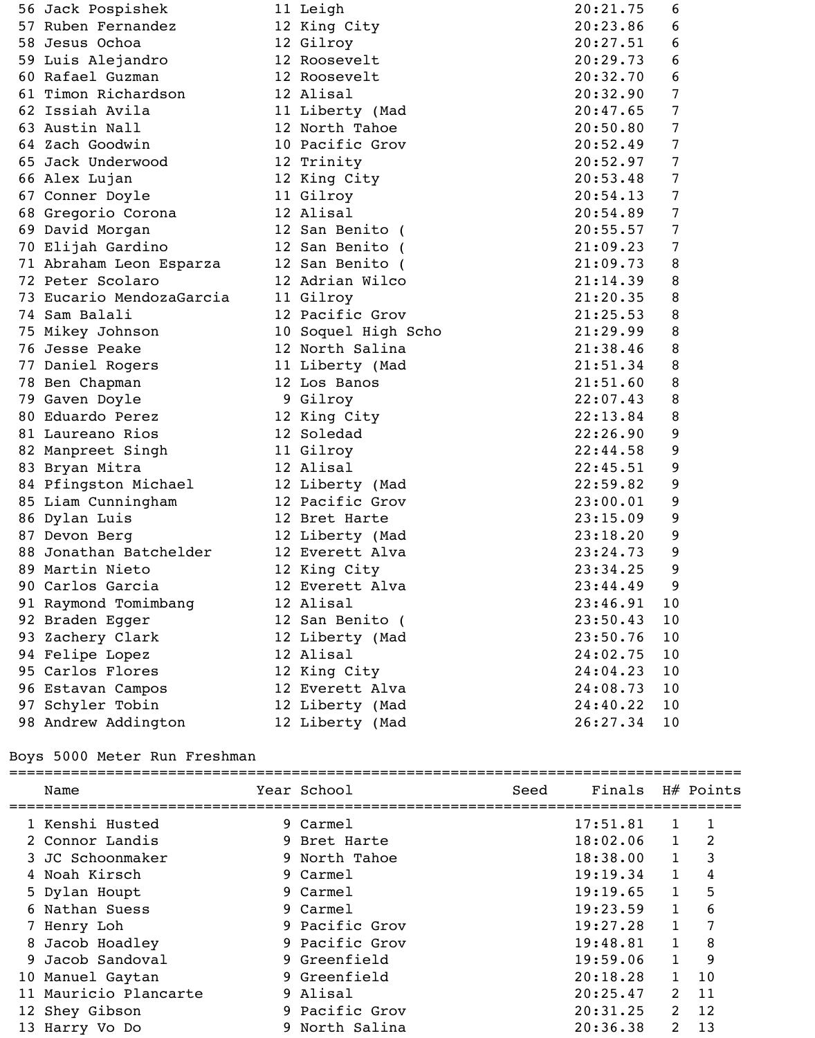| Place | Name | Year | School | Seed | Finals | H# | Points |
|---|---|---|---|---|---|---|---|
| 56 | Jack Pospishek | 11 | Leigh | | 20:21.75 | 6 | |
| 57 | Ruben Fernandez | 12 | King City | | 20:23.86 | 6 | |
| 58 | Jesus Ochoa | 12 | Gilroy | | 20:27.51 | 6 | |
| 59 | Luis Alejandro | 12 | Roosevelt | | 20:29.73 | 6 | |
| 60 | Rafael Guzman | 12 | Roosevelt | | 20:32.70 | 6 | |
| 61 | Timon Richardson | 12 | Alisal | | 20:32.90 | 7 | |
| 62 | Issiah Avila | 11 | Liberty (Mad | | 20:47.65 | 7 | |
| 63 | Austin Nall | 12 | North Tahoe | | 20:50.80 | 7 | |
| 64 | Zach Goodwin | 10 | Pacific Grov | | 20:52.49 | 7 | |
| 65 | Jack Underwood | 12 | Trinity | | 20:52.97 | 7 | |
| 66 | Alex Lujan | 12 | King City | | 20:53.48 | 7 | |
| 67 | Conner Doyle | 11 | Gilroy | | 20:54.13 | 7 | |
| 68 | Gregorio Corona | 12 | Alisal | | 20:54.89 | 7 | |
| 69 | David Morgan | 12 | San Benito ( | | 20:55.57 | 7 | |
| 70 | Elijah Gardino | 12 | San Benito ( | | 21:09.23 | 7 | |
| 71 | Abraham Leon Esparza | 12 | San Benito ( | | 21:09.73 | 8 | |
| 72 | Peter Scolaro | 12 | Adrian Wilco | | 21:14.39 | 8 | |
| 73 | Eucario MendozaGarcia | 11 | Gilroy | | 21:20.35 | 8 | |
| 74 | Sam Balali | 12 | Pacific Grov | | 21:25.53 | 8 | |
| 75 | Mikey Johnson | 10 | Soquel High Scho | | 21:29.99 | 8 | |
| 76 | Jesse Peake | 12 | North Salina | | 21:38.46 | 8 | |
| 77 | Daniel Rogers | 11 | Liberty (Mad | | 21:51.34 | 8 | |
| 78 | Ben Chapman | 12 | Los Banos | | 21:51.60 | 8 | |
| 79 | Gaven Doyle | 9 | Gilroy | | 22:07.43 | 8 | |
| 80 | Eduardo Perez | 12 | King City | | 22:13.84 | 8 | |
| 81 | Laureano Rios | 12 | Soledad | | 22:26.90 | 9 | |
| 82 | Manpreet Singh | 11 | Gilroy | | 22:44.58 | 9 | |
| 83 | Bryan Mitra | 12 | Alisal | | 22:45.51 | 9 | |
| 84 | Pfingston Michael | 12 | Liberty (Mad | | 22:59.82 | 9 | |
| 85 | Liam Cunningham | 12 | Pacific Grov | | 23:00.01 | 9 | |
| 86 | Dylan Luis | 12 | Bret Harte | | 23:15.09 | 9 | |
| 87 | Devon Berg | 12 | Liberty (Mad | | 23:18.20 | 9 | |
| 88 | Jonathan Batchelder | 12 | Everett Alva | | 23:24.73 | 9 | |
| 89 | Martin Nieto | 12 | King City | | 23:34.25 | 9 | |
| 90 | Carlos Garcia | 12 | Everett Alva | | 23:44.49 | 9 | |
| 91 | Raymond Tomimbang | 12 | Alisal | | 23:46.91 | 10 | |
| 92 | Braden Egger | 12 | San Benito ( | | 23:50.43 | 10 | |
| 93 | Zachery Clark | 12 | Liberty (Mad | | 23:50.76 | 10 | |
| 94 | Felipe Lopez | 12 | Alisal | | 24:02.75 | 10 | |
| 95 | Carlos Flores | 12 | King City | | 24:04.23 | 10 | |
| 96 | Estavan Campos | 12 | Everett Alva | | 24:08.73 | 10 | |
| 97 | Schyler Tobin | 12 | Liberty (Mad | | 24:40.22 | 10 | |
| 98 | Andrew Addington | 12 | Liberty (Mad | | 26:27.34 | 10 | |

## Boys 5000 Meter Run Freshman

| Place | Name | Year | School | Seed | Finals | H# | Points |
|---|---|---|---|---|---|---|---|
| 1 | Kenshi Husted | 9 | Carmel | | 17:51.81 | 1 | 1 |
| 2 | Connor Landis | 9 | Bret Harte | | 18:02.06 | 1 | 2 |
| 3 | JC Schoonmaker | 9 | North Tahoe | | 18:38.00 | 1 | 3 |
| 4 | Noah Kirsch | 9 | Carmel | | 19:19.34 | 1 | 4 |
| 5 | Dylan Houpt | 9 | Carmel | | 19:19.65 | 1 | 5 |
| 6 | Nathan Suess | 9 | Carmel | | 19:23.59 | 1 | 6 |
| 7 | Henry Loh | 9 | Pacific Grov | | 19:27.28 | 1 | 7 |
| 8 | Jacob Hoadley | 9 | Pacific Grov | | 19:48.81 | 1 | 8 |
| 9 | Jacob Sandoval | 9 | Greenfield | | 19:59.06 | 1 | 9 |
| 10 | Manuel Gaytan | 9 | Greenfield | | 20:18.28 | 1 | 10 |
| 11 | Mauricio Plancarte | 9 | Alisal | | 20:25.47 | 2 | 11 |
| 12 | Shey Gibson | 9 | Pacific Grov | | 20:31.25 | 2 | 12 |
| 13 | Harry Vo Do | 9 | North Salina | | 20:36.38 | 2 | 13 |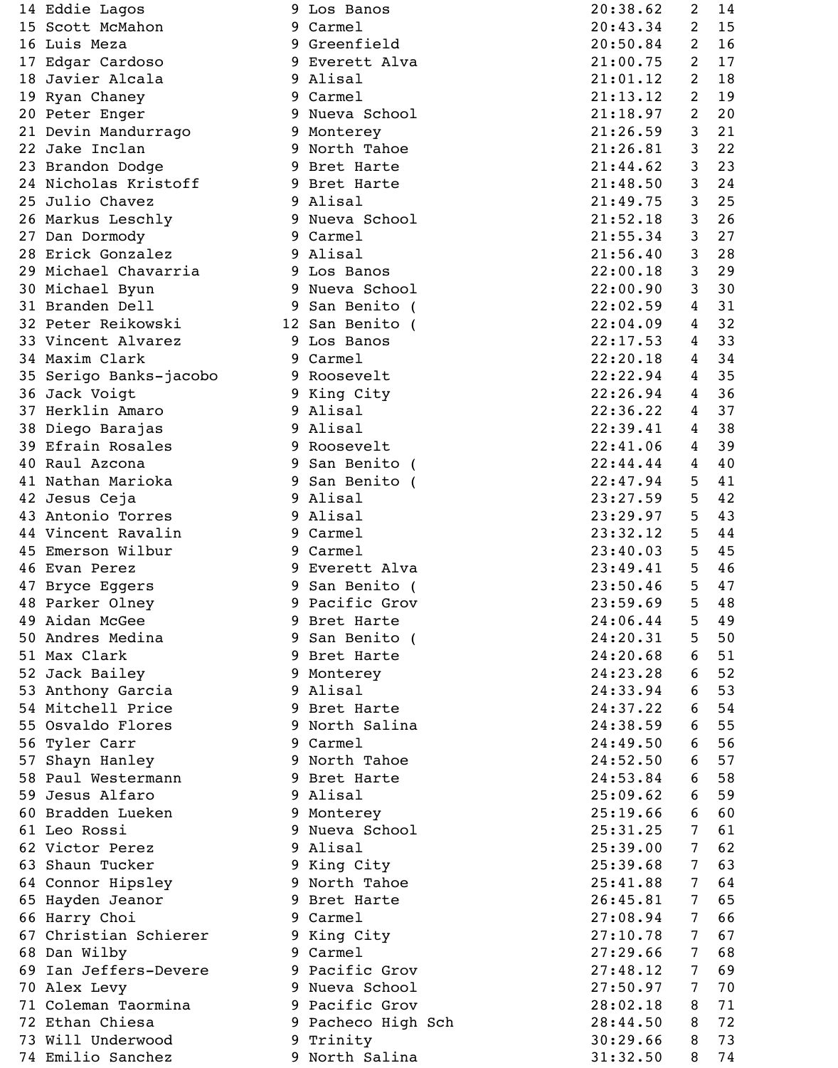```
 14 Eddie Lagos              9 Los Banos              20:38.62   2  14
 15 Scott McMahon            9 Carmel                 20:43.34   2  15
 16 Luis Meza                9 Greenfield             20:50.84   2  16
 17 Edgar Cardoso            9 Everett Alva           21:00.75   2  17
 18 Javier Alcala            9 Alisal                 21:01.12   2  18
 19 Ryan Chaney              9 Carmel                 21:13.12   2  19
 20 Peter Enger              9 Nueva School           21:18.97   2  20
 21 Devin Mandurrago         9 Monterey               21:26.59   3  21
 22 Jake Inclan              9 North Tahoe            21:26.81   3  22
 23 Brandon Dodge            9 Bret Harte             21:44.62   3  23
 24 Nicholas Kristoff        9 Bret Harte             21:48.50   3  24
 25 Julio Chavez             9 Alisal                 21:49.75   3  25
 26 Markus Leschly           9 Nueva School           21:52.18   3  26
 27 Dan Dormody              9 Carmel                 21:55.34   3  27
 28 Erick Gonzalez           9 Alisal                 21:56.40   3  28
 29 Michael Chavarria        9 Los Banos              22:00.18   3  29
 30 Michael Byun             9 Nueva School           22:00.90   3  30
 31 Branden Dell             9 San Benito (           22:02.59   4  31
 32 Peter Reikowski         12 San Benito (           22:04.09   4  32
 33 Vincent Alvarez          9 Los Banos              22:17.53   4  33
 34 Maxim Clark              9 Carmel                 22:20.18   4  34
 35 Serigo Banks-jacobo      9 Roosevelt              22:22.94   4  35
 36 Jack Voigt               9 King City              22:26.94   4  36
 37 Herklin Amaro            9 Alisal                 22:36.22   4  37
 38 Diego Barajas            9 Alisal                 22:39.41   4  38
 39 Efrain Rosales           9 Roosevelt              22:41.06   4  39
 40 Raul Azcona              9 San Benito (           22:44.44   4  40
 41 Nathan Marioka           9 San Benito (           22:47.94   5  41
 42 Jesus Ceja               9 Alisal                 23:27.59   5  42
 43 Antonio Torres           9 Alisal                 23:29.97   5  43
 44 Vincent Ravalin          9 Carmel                 23:32.12   5  44
 45 Emerson Wilbur           9 Carmel                 23:40.03   5  45
 46 Evan Perez               9 Everett Alva           23:49.41   5  46
 47 Bryce Eggers             9 San Benito (           23:50.46   5  47
 48 Parker Olney             9 Pacific Grov           23:59.69   5  48
 49 Aidan McGee              9 Bret Harte             24:06.44   5  49
 50 Andres Medina            9 San Benito (           24:20.31   5  50
 51 Max Clark                9 Bret Harte             24:20.68   6  51
 52 Jack Bailey              9 Monterey               24:23.28   6  52
 53 Anthony Garcia           9 Alisal                 24:33.94   6  53
 54 Mitchell Price           9 Bret Harte             24:37.22   6  54
 55 Osvaldo Flores           9 North Salina           24:38.59   6  55
 56 Tyler Carr               9 Carmel                 24:49.50   6  56
 57 Shayn Hanley             9 North Tahoe            24:52.50   6  57
 58 Paul Westermann          9 Bret Harte             24:53.84   6  58
 59 Jesus Alfaro             9 Alisal                 25:09.62   6  59
 60 Bradden Lueken           9 Monterey               25:19.66   6  60
 61 Leo Rossi                9 Nueva School           25:31.25   7  61
 62 Victor Perez             9 Alisal                 25:39.00   7  62
 63 Shaun Tucker             9 King City              25:39.68   7  63
 64 Connor Hipsley           9 North Tahoe            25:41.88   7  64
 65 Hayden Jeanor            9 Bret Harte             26:45.81   7  65
 66 Harry Choi               9 Carmel                 27:08.94   7  66
 67 Christian Schierer       9 King City              27:10.78   7  67
 68 Dan Wilby                9 Carmel                 27:29.66   7  68
 69 Ian Jeffers-Devere       9 Pacific Grov           27:48.12   7  69
 70 Alex Levy                9 Nueva School           27:50.97   7  70
 71 Coleman Taormina         9 Pacific Grov           28:02.18   8  71
 72 Ethan Chiesa             9 Pacheco High Sch       28:44.50   8  72
 73 Will Underwood           9 Trinity                30:29.66   8  73
 74 Emilio Sanchez           9 North Salina           31:32.50   8  74
```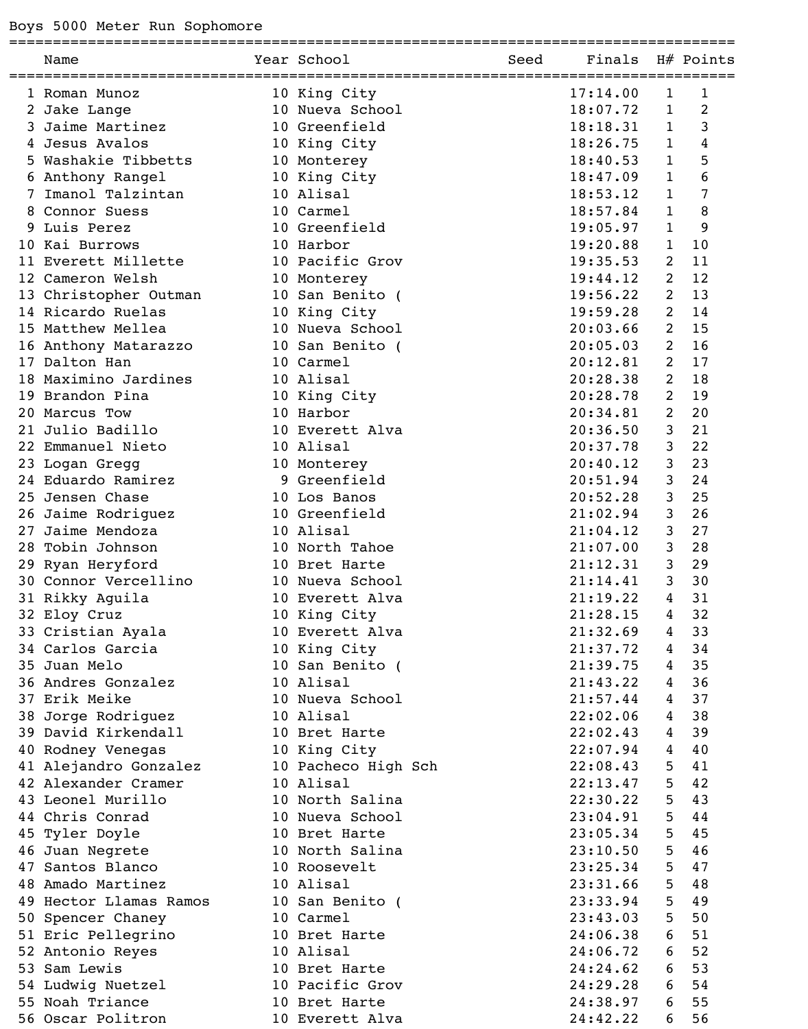Boys 5000 Meter Run Sophomore

| | Name | Year | School | Seed | Finals | H# | Points |
|---|---|---|---|---|---|---|---|
| 1 | Roman Munoz | 10 | King City | | 17:14.00 | 1 | 1 |
| 2 | Jake Lange | 10 | Nueva School | | 18:07.72 | 1 | 2 |
| 3 | Jaime Martinez | 10 | Greenfield | | 18:18.31 | 1 | 3 |
| 4 | Jesus Avalos | 10 | King City | | 18:26.75 | 1 | 4 |
| 5 | Washakie Tibbetts | 10 | Monterey | | 18:40.53 | 1 | 5 |
| 6 | Anthony Rangel | 10 | King City | | 18:47.09 | 1 | 6 |
| 7 | Imanol Talzintan | 10 | Alisal | | 18:53.12 | 1 | 7 |
| 8 | Connor Suess | 10 | Carmel | | 18:57.84 | 1 | 8 |
| 9 | Luis Perez | 10 | Greenfield | | 19:05.97 | 1 | 9 |
| 10 | Kai Burrows | 10 | Harbor | | 19:20.88 | 1 | 10 |
| 11 | Everett Millette | 10 | Pacific Grov | | 19:35.53 | 2 | 11 |
| 12 | Cameron Welsh | 10 | Monterey | | 19:44.12 | 2 | 12 |
| 13 | Christopher Outman | 10 | San Benito ( | | 19:56.22 | 2 | 13 |
| 14 | Ricardo Ruelas | 10 | King City | | 19:59.28 | 2 | 14 |
| 15 | Matthew Mellea | 10 | Nueva School | | 20:03.66 | 2 | 15 |
| 16 | Anthony Matarazzo | 10 | San Benito ( | | 20:05.03 | 2 | 16 |
| 17 | Dalton Han | 10 | Carmel | | 20:12.81 | 2 | 17 |
| 18 | Maximino Jardines | 10 | Alisal | | 20:28.38 | 2 | 18 |
| 19 | Brandon Pina | 10 | King City | | 20:28.78 | 2 | 19 |
| 20 | Marcus Tow | 10 | Harbor | | 20:34.81 | 2 | 20 |
| 21 | Julio Badillo | 10 | Everett Alva | | 20:36.50 | 3 | 21 |
| 22 | Emmanuel Nieto | 10 | Alisal | | 20:37.78 | 3 | 22 |
| 23 | Logan Gregg | 10 | Monterey | | 20:40.12 | 3 | 23 |
| 24 | Eduardo Ramirez | 9 | Greenfield | | 20:51.94 | 3 | 24 |
| 25 | Jensen Chase | 10 | Los Banos | | 20:52.28 | 3 | 25 |
| 26 | Jaime Rodriguez | 10 | Greenfield | | 21:02.94 | 3 | 26 |
| 27 | Jaime Mendoza | 10 | Alisal | | 21:04.12 | 3 | 27 |
| 28 | Tobin Johnson | 10 | North Tahoe | | 21:07.00 | 3 | 28 |
| 29 | Ryan Heryford | 10 | Bret Harte | | 21:12.31 | 3 | 29 |
| 30 | Connor Vercellino | 10 | Nueva School | | 21:14.41 | 3 | 30 |
| 31 | Rikky Aguila | 10 | Everett Alva | | 21:19.22 | 4 | 31 |
| 32 | Eloy Cruz | 10 | King City | | 21:28.15 | 4 | 32 |
| 33 | Cristian Ayala | 10 | Everett Alva | | 21:32.69 | 4 | 33 |
| 34 | Carlos Garcia | 10 | King City | | 21:37.72 | 4 | 34 |
| 35 | Juan Melo | 10 | San Benito ( | | 21:39.75 | 4 | 35 |
| 36 | Andres Gonzalez | 10 | Alisal | | 21:43.22 | 4 | 36 |
| 37 | Erik Meike | 10 | Nueva School | | 21:57.44 | 4 | 37 |
| 38 | Jorge Rodriguez | 10 | Alisal | | 22:02.06 | 4 | 38 |
| 39 | David Kirkendall | 10 | Bret Harte | | 22:02.43 | 4 | 39 |
| 40 | Rodney Venegas | 10 | King City | | 22:07.94 | 4 | 40 |
| 41 | Alejandro Gonzalez | 10 | Pacheco High Sch | | 22:08.43 | 5 | 41 |
| 42 | Alexander Cramer | 10 | Alisal | | 22:13.47 | 5 | 42 |
| 43 | Leonel Murillo | 10 | North Salina | | 22:30.22 | 5 | 43 |
| 44 | Chris Conrad | 10 | Nueva School | | 23:04.91 | 5 | 44 |
| 45 | Tyler Doyle | 10 | Bret Harte | | 23:05.34 | 5 | 45 |
| 46 | Juan Negrete | 10 | North Salina | | 23:10.50 | 5 | 46 |
| 47 | Santos Blanco | 10 | Roosevelt | | 23:25.34 | 5 | 47 |
| 48 | Amado Martinez | 10 | Alisal | | 23:31.66 | 5 | 48 |
| 49 | Hector Llamas Ramos | 10 | San Benito ( | | 23:33.94 | 5 | 49 |
| 50 | Spencer Chaney | 10 | Carmel | | 23:43.03 | 5 | 50 |
| 51 | Eric Pellegrino | 10 | Bret Harte | | 24:06.38 | 6 | 51 |
| 52 | Antonio Reyes | 10 | Alisal | | 24:06.72 | 6 | 52 |
| 53 | Sam Lewis | 10 | Bret Harte | | 24:24.62 | 6 | 53 |
| 54 | Ludwig Nuetzel | 10 | Pacific Grov | | 24:29.28 | 6 | 54 |
| 55 | Noah Triance | 10 | Bret Harte | | 24:38.97 | 6 | 55 |
| 56 | Oscar Politron | 10 | Everett Alva | | 24:42.22 | 6 | 56 |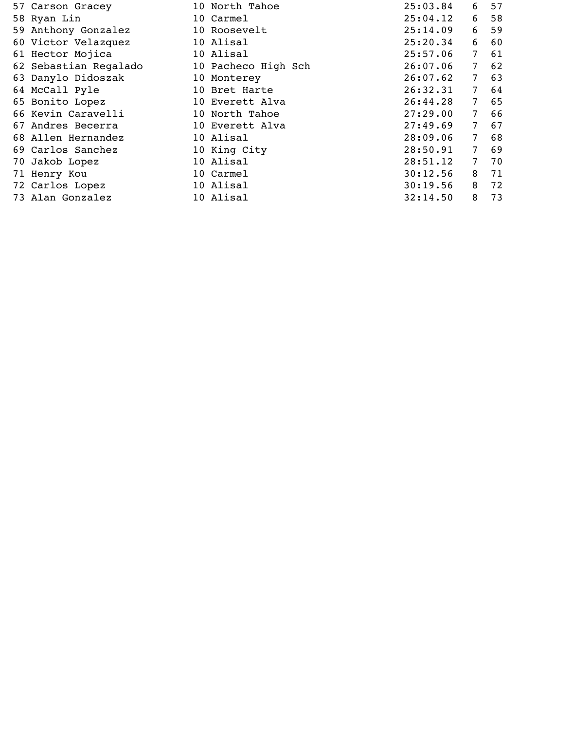| | | | | | | |
|---|---|---|---|---|---|---|
| 57 | Carson Gracey | 10 | North Tahoe | 25:03.84 | 6 | 57 |
| 58 | Ryan Lin | 10 | Carmel | 25:04.12 | 6 | 58 |
| 59 | Anthony Gonzalez | 10 | Roosevelt | 25:14.09 | 6 | 59 |
| 60 | Victor Velazquez | 10 | Alisal | 25:20.34 | 6 | 60 |
| 61 | Hector Mojica | 10 | Alisal | 25:57.06 | 7 | 61 |
| 62 | Sebastian Regalado | 10 | Pacheco High Sch | 26:07.06 | 7 | 62 |
| 63 | Danylo Didoszak | 10 | Monterey | 26:07.62 | 7 | 63 |
| 64 | McCall Pyle | 10 | Bret Harte | 26:32.31 | 7 | 64 |
| 65 | Bonito Lopez | 10 | Everett Alva | 26:44.28 | 7 | 65 |
| 66 | Kevin Caravelli | 10 | North Tahoe | 27:29.00 | 7 | 66 |
| 67 | Andres Becerra | 10 | Everett Alva | 27:49.69 | 7 | 67 |
| 68 | Allen Hernandez | 10 | Alisal | 28:09.06 | 7 | 68 |
| 69 | Carlos Sanchez | 10 | King City | 28:50.91 | 7 | 69 |
| 70 | Jakob Lopez | 10 | Alisal | 28:51.12 | 7 | 70 |
| 71 | Henry Kou | 10 | Carmel | 30:12.56 | 8 | 71 |
| 72 | Carlos Lopez | 10 | Alisal | 30:19.56 | 8 | 72 |
| 73 | Alan Gonzalez | 10 | Alisal | 32:14.50 | 8 | 73 |